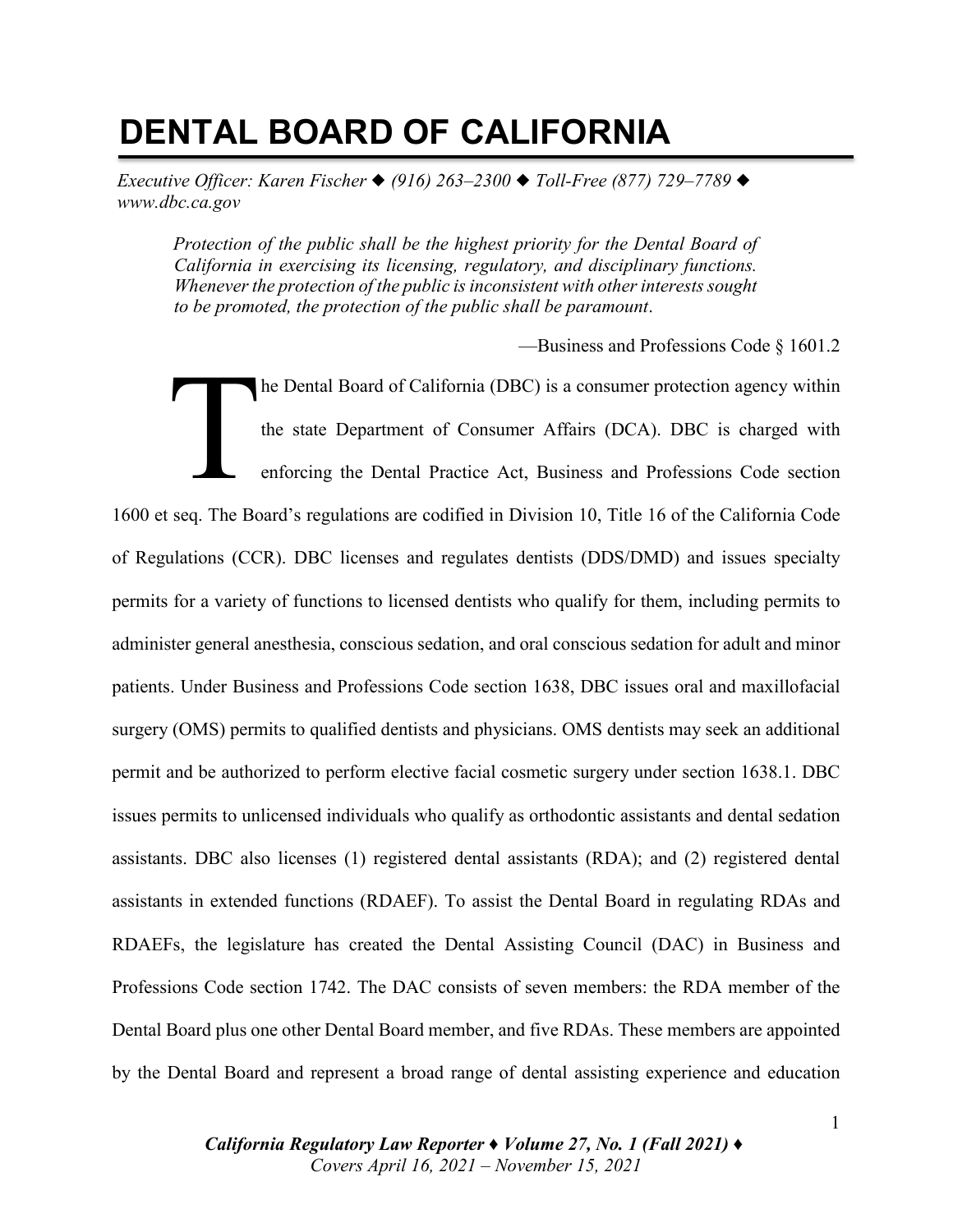# DENTAL BOARD OF CALIFORNIA

*Executive Officer: Karen Fischer ◆ (916) 263–2300 ◆ Toll-Free (877) 729–7789 ◆ www.dbc.ca.gov*

> *Protection of the public shall be the highest priority for the Dental Board of California in exercising its licensing, regulatory, and disciplinary functions. Whenever the protection of the public is inconsistent with other interests sought to be promoted, the protection of the public shall be paramount*.
>
> —Business and Professions Code § 1601.2

The Dental Board of California (DBC) is a consumer protection agency within the state Department of Consumer Affairs (DCA). DBC is charged with enforcing the Dental Practice Act, Business and Professions Code section 1600 et seq. The Board's regulations are codified in Division 10, Title 16 of the California Code of Regulations (CCR). DBC licenses and regulates dentists (DDS/DMD) and issues specialty permits for a variety of functions to licensed dentists who qualify for them, including permits to administer general anesthesia, conscious sedation, and oral conscious sedation for adult and minor patients. Under Business and Professions Code section 1638, DBC issues oral and maxillofacial surgery (OMS) permits to qualified dentists and physicians. OMS dentists may seek an additional permit and be authorized to perform elective facial cosmetic surgery under section 1638.1. DBC issues permits to unlicensed individuals who qualify as orthodontic assistants and dental sedation assistants. DBC also licenses (1) registered dental assistants (RDA); and (2) registered dental assistants in extended functions (RDAEF). To assist the Dental Board in regulating RDAs and RDAEFs, the legislature has created the Dental Assisting Council (DAC) in Business and Professions Code section 1742. The DAC consists of seven members: the RDA member of the Dental Board plus one other Dental Board member, and five RDAs. These members are appointed by the Dental Board and represent a broad range of dental assisting experience and education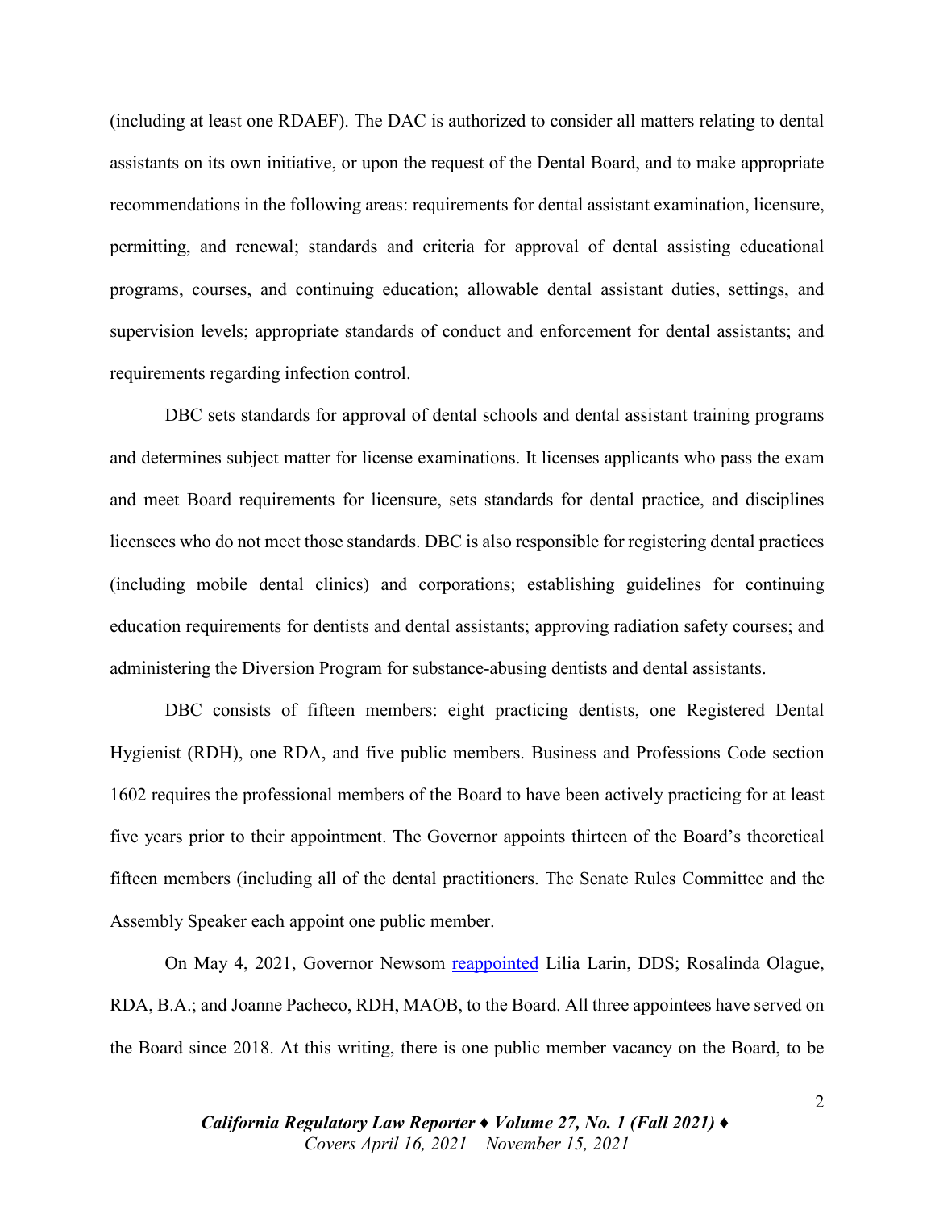(including at least one RDAEF). The DAC is authorized to consider all matters relating to dental assistants on its own initiative, or upon the request of the Dental Board, and to make appropriate recommendations in the following areas: requirements for dental assistant examination, licensure, permitting, and renewal; standards and criteria for approval of dental assisting educational programs, courses, and continuing education; allowable dental assistant duties, settings, and supervision levels; appropriate standards of conduct and enforcement for dental assistants; and requirements regarding infection control.

DBC sets standards for approval of dental schools and dental assistant training programs and determines subject matter for license examinations. It licenses applicants who pass the exam and meet Board requirements for licensure, sets standards for dental practice, and disciplines licensees who do not meet those standards. DBC is also responsible for registering dental practices (including mobile dental clinics) and corporations; establishing guidelines for continuing education requirements for dentists and dental assistants; approving radiation safety courses; and administering the Diversion Program for substance-abusing dentists and dental assistants.

DBC consists of fifteen members: eight practicing dentists, one Registered Dental Hygienist (RDH), one RDA, and five public members. Business and Professions Code section 1602 requires the professional members of the Board to have been actively practicing for at least five years prior to their appointment. The Governor appoints thirteen of the Board's theoretical fifteen members (including all of the dental practitioners. The Senate Rules Committee and the Assembly Speaker each appoint one public member.

On May 4, 2021, Governor Newsom [reappointed](#) Lilia Larin, DDS; Rosalinda Olague, RDA, B.A.; and Joanne Pacheco, RDH, MAOB, to the Board. All three appointees have served on the Board since 2018. At this writing, there is one public member vacancy on the Board, to be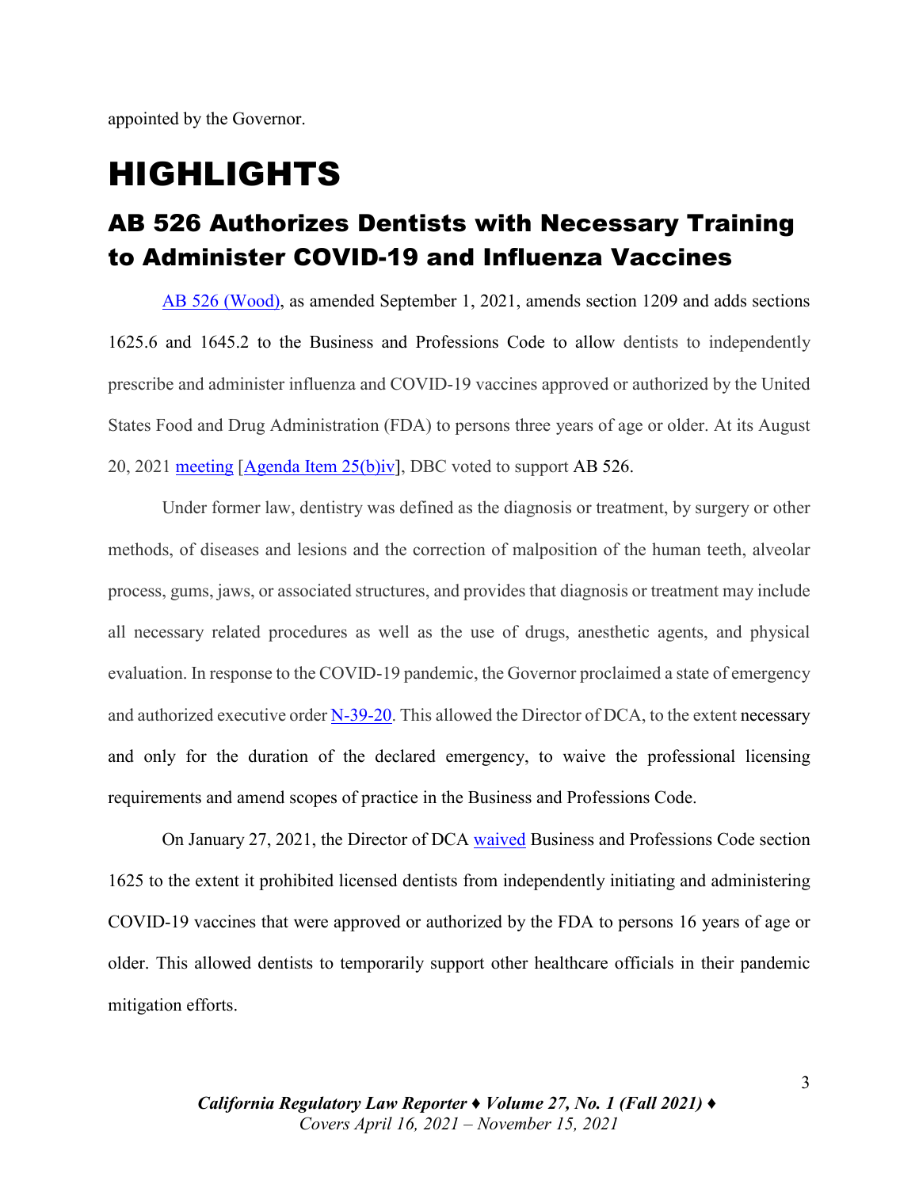appointed by the Governor.

# HIGHLIGHTS

## AB 526 Authorizes Dentists with Necessary Training to Administer COVID-19 and Influenza Vaccines

AB 526 (Wood), as amended September 1, 2021, amends section 1209 and adds sections 1625.6 and 1645.2 to the Business and Professions Code to allow dentists to independently prescribe and administer influenza and COVID-19 vaccines approved or authorized by the United States Food and Drug Administration (FDA) to persons three years of age or older. At its August 20, 2021 meeting [Agenda Item 25(b)iv], DBC voted to support AB 526.

Under former law, dentistry was defined as the diagnosis or treatment, by surgery or other methods, of diseases and lesions and the correction of malposition of the human teeth, alveolar process, gums, jaws, or associated structures, and provides that diagnosis or treatment may include all necessary related procedures as well as the use of drugs, anesthetic agents, and physical evaluation. In response to the COVID-19 pandemic, the Governor proclaimed a state of emergency and authorized executive order N-39-20. This allowed the Director of DCA, to the extent necessary and only for the duration of the declared emergency, to waive the professional licensing requirements and amend scopes of practice in the Business and Professions Code.

On January 27, 2021, the Director of DCA waived Business and Professions Code section 1625 to the extent it prohibited licensed dentists from independently initiating and administering COVID-19 vaccines that were approved or authorized by the FDA to persons 16 years of age or older. This allowed dentists to temporarily support other healthcare officials in their pandemic mitigation efforts.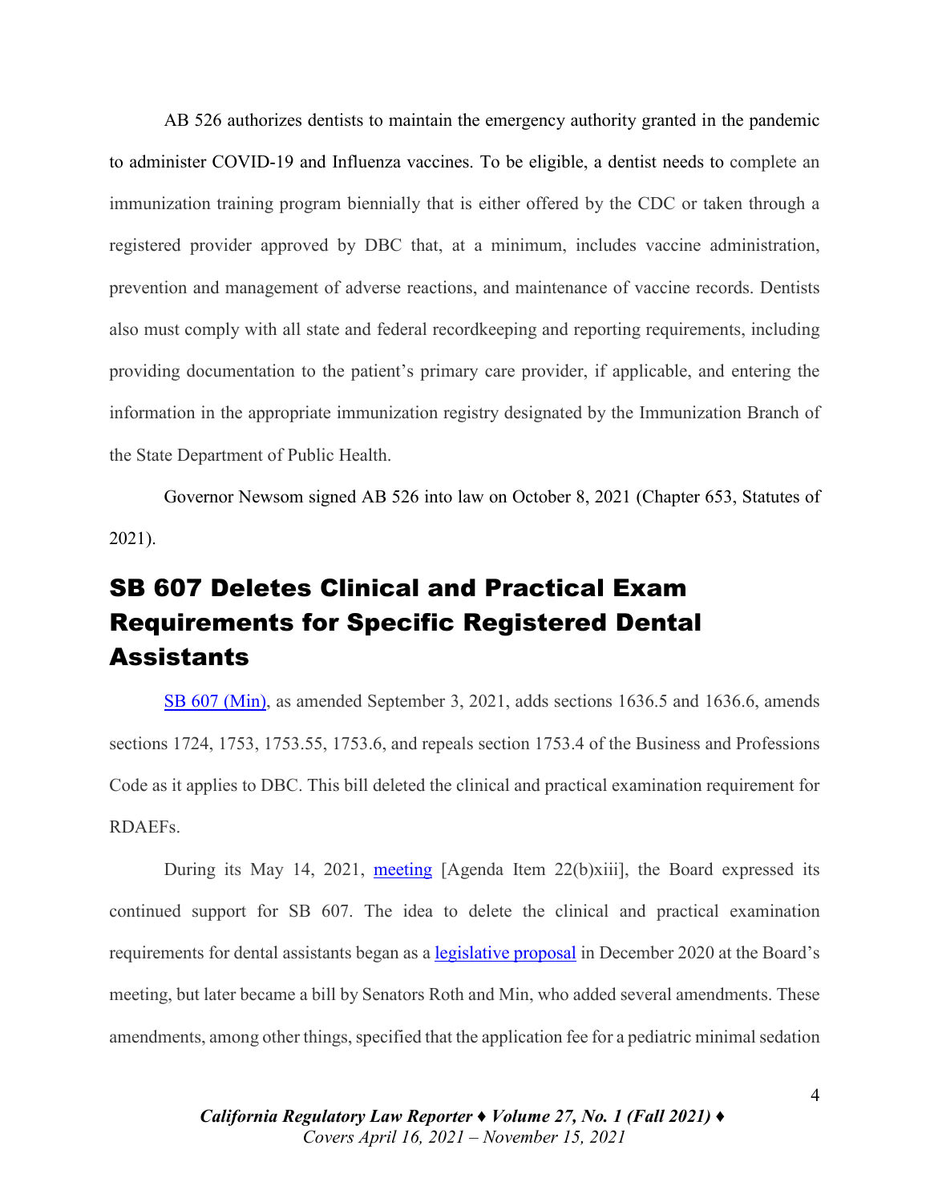AB 526 authorizes dentists to maintain the emergency authority granted in the pandemic to administer COVID-19 and Influenza vaccines. To be eligible, a dentist needs to complete an immunization training program biennially that is either offered by the CDC or taken through a registered provider approved by DBC that, at a minimum, includes vaccine administration, prevention and management of adverse reactions, and maintenance of vaccine records. Dentists also must comply with all state and federal recordkeeping and reporting requirements, including providing documentation to the patient's primary care provider, if applicable, and entering the information in the appropriate immunization registry designated by the Immunization Branch of the State Department of Public Health.

Governor Newsom signed AB 526 into law on October 8, 2021 (Chapter 653, Statutes of 2021).

## SB 607 Deletes Clinical and Practical Exam Requirements for Specific Registered Dental Assistants

SB 607 (Min), as amended September 3, 2021, adds sections 1636.5 and 1636.6, amends sections 1724, 1753, 1753.55, 1753.6, and repeals section 1753.4 of the Business and Professions Code as it applies to DBC. This bill deleted the clinical and practical examination requirement for RDAEFs.

During its May 14, 2021, meeting [Agenda Item 22(b)xiii], the Board expressed its continued support for SB 607. The idea to delete the clinical and practical examination requirements for dental assistants began as a legislative proposal in December 2020 at the Board's meeting, but later became a bill by Senators Roth and Min, who added several amendments. These amendments, among other things, specified that the application fee for a pediatric minimal sedation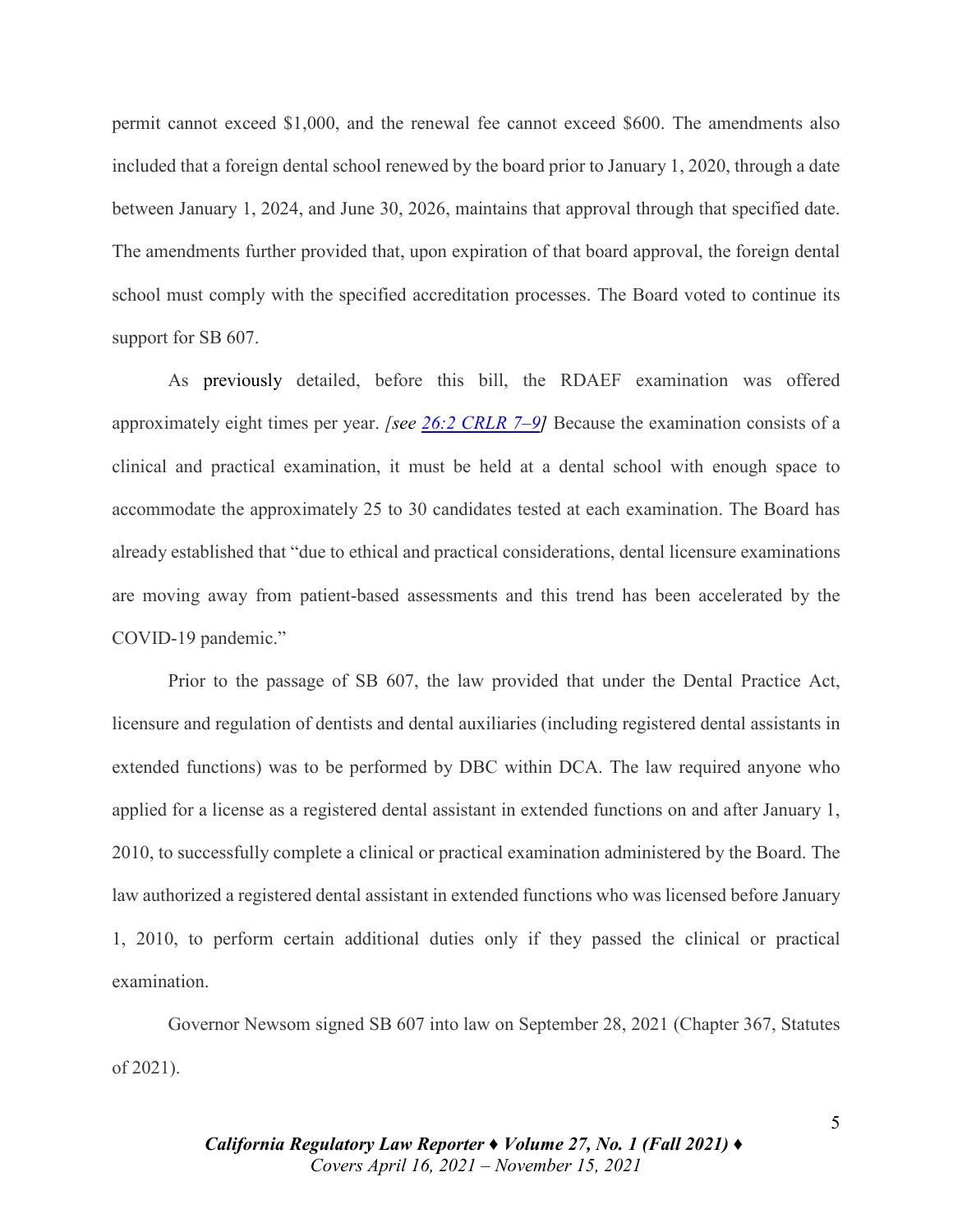permit cannot exceed $1,000, and the renewal fee cannot exceed $600. The amendments also included that a foreign dental school renewed by the board prior to January 1, 2020, through a date between January 1, 2024, and June 30, 2026, maintains that approval through that specified date. The amendments further provided that, upon expiration of that board approval, the foreign dental school must comply with the specified accreditation processes. The Board voted to continue its support for SB 607.

As previously detailed, before this bill, the RDAEF examination was offered approximately eight times per year. *[see [26:2 CRLR 7–9](26:2 CRLR 7–9)]* Because the examination consists of a clinical and practical examination, it must be held at a dental school with enough space to accommodate the approximately 25 to 30 candidates tested at each examination. The Board has already established that "due to ethical and practical considerations, dental licensure examinations are moving away from patient-based assessments and this trend has been accelerated by the COVID-19 pandemic."

Prior to the passage of SB 607, the law provided that under the Dental Practice Act, licensure and regulation of dentists and dental auxiliaries (including registered dental assistants in extended functions) was to be performed by DBC within DCA. The law required anyone who applied for a license as a registered dental assistant in extended functions on and after January 1, 2010, to successfully complete a clinical or practical examination administered by the Board. The law authorized a registered dental assistant in extended functions who was licensed before January 1, 2010, to perform certain additional duties only if they passed the clinical or practical examination.

Governor Newsom signed SB 607 into law on September 28, 2021 (Chapter 367, Statutes of 2021).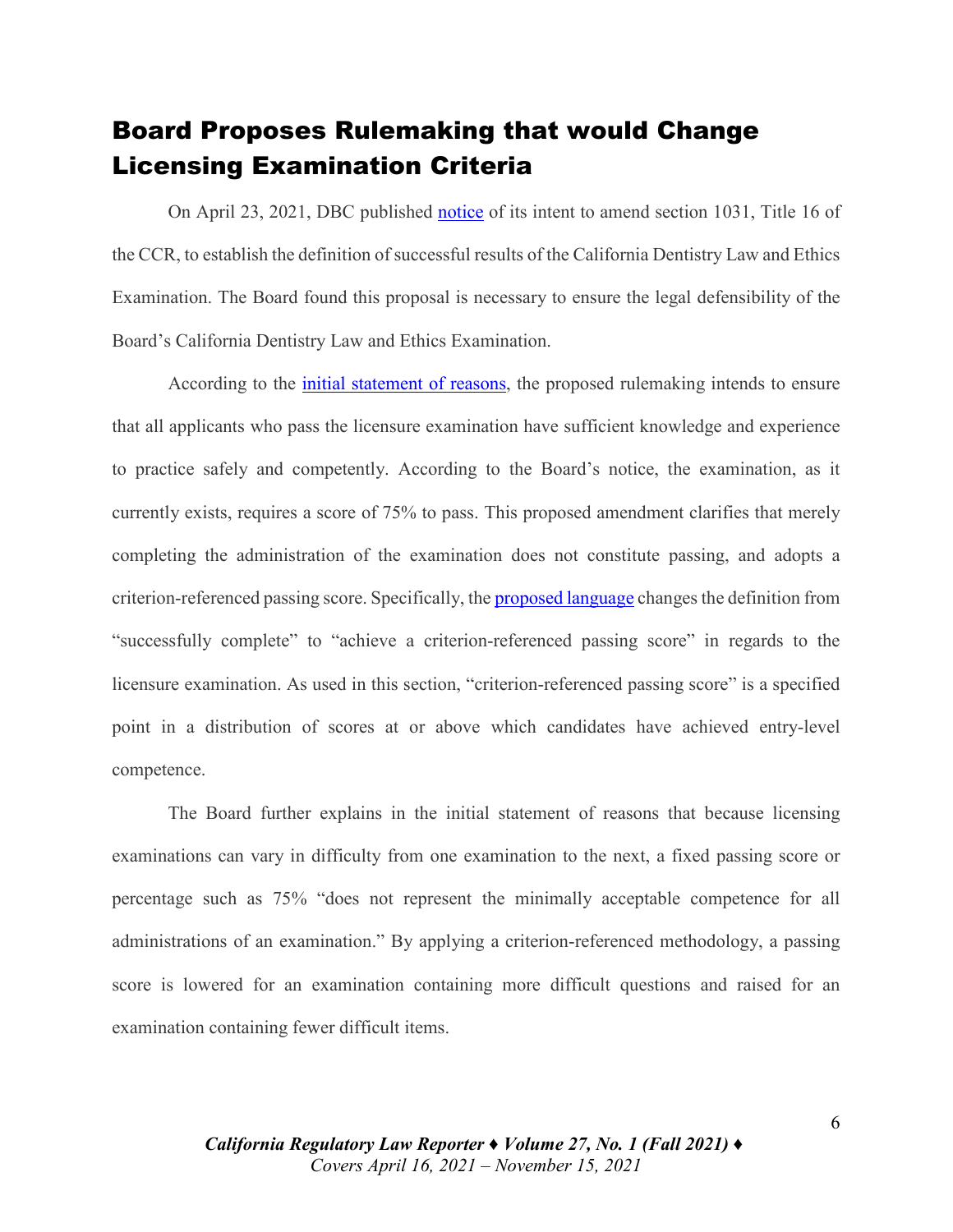## Board Proposes Rulemaking that would Change Licensing Examination Criteria

On April 23, 2021, DBC published notice of its intent to amend section 1031, Title 16 of the CCR, to establish the definition of successful results of the California Dentistry Law and Ethics Examination. The Board found this proposal is necessary to ensure the legal defensibility of the Board's California Dentistry Law and Ethics Examination.

According to the initial statement of reasons, the proposed rulemaking intends to ensure that all applicants who pass the licensure examination have sufficient knowledge and experience to practice safely and competently. According to the Board's notice, the examination, as it currently exists, requires a score of 75% to pass. This proposed amendment clarifies that merely completing the administration of the examination does not constitute passing, and adopts a criterion-referenced passing score. Specifically, the proposed language changes the definition from "successfully complete" to "achieve a criterion-referenced passing score" in regards to the licensure examination. As used in this section, "criterion-referenced passing score" is a specified point in a distribution of scores at or above which candidates have achieved entry-level competence.

The Board further explains in the initial statement of reasons that because licensing examinations can vary in difficulty from one examination to the next, a fixed passing score or percentage such as 75% "does not represent the minimally acceptable competence for all administrations of an examination." By applying a criterion-referenced methodology, a passing score is lowered for an examination containing more difficult questions and raised for an examination containing fewer difficult items.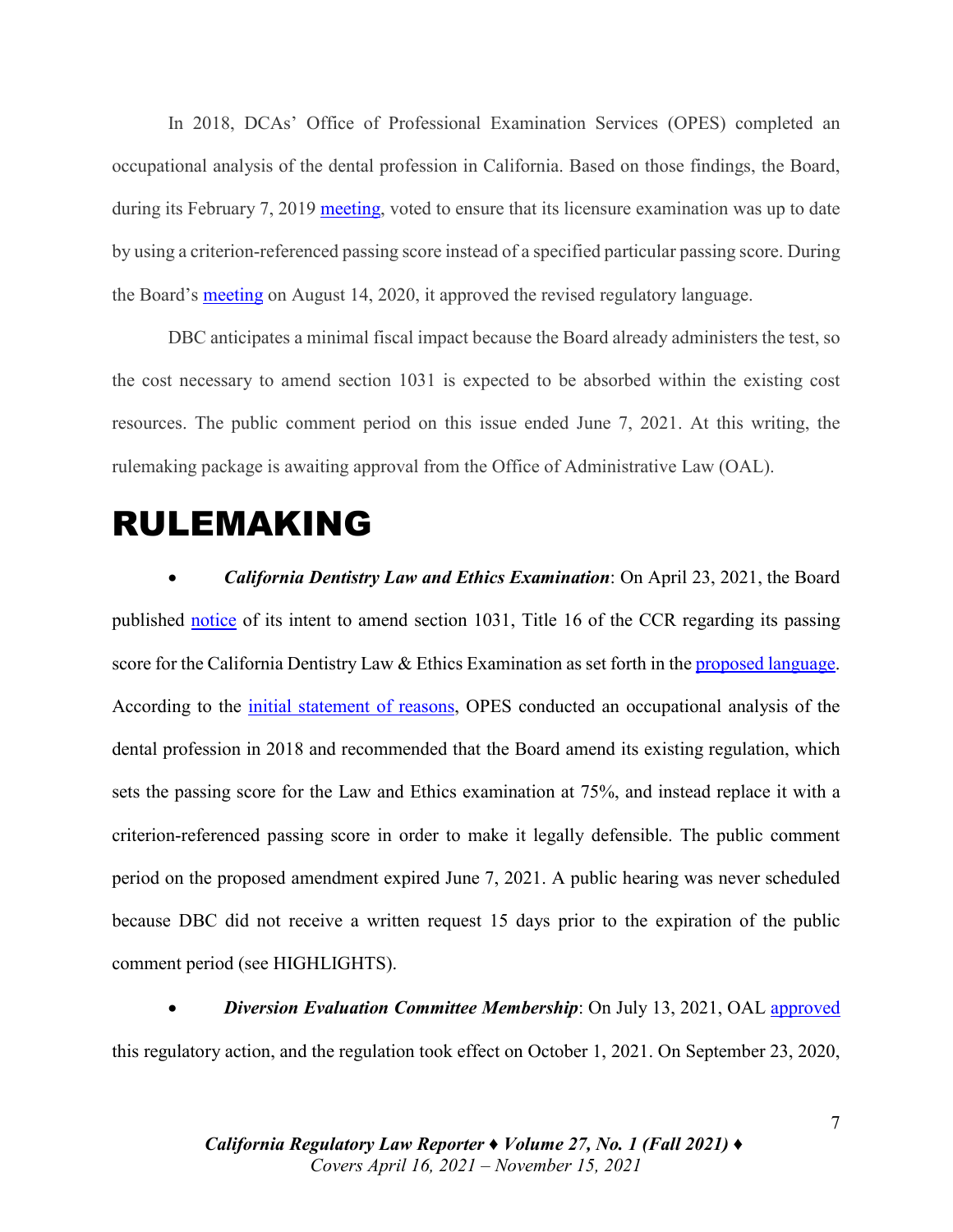In 2018, DCAs' Office of Professional Examination Services (OPES) completed an occupational analysis of the dental profession in California. Based on those findings, the Board, during its February 7, 2019 meeting, voted to ensure that its licensure examination was up to date by using a criterion-referenced passing score instead of a specified particular passing score. During the Board's meeting on August 14, 2020, it approved the revised regulatory language.

DBC anticipates a minimal fiscal impact because the Board already administers the test, so the cost necessary to amend section 1031 is expected to be absorbed within the existing cost resources. The public comment period on this issue ended June 7, 2021. At this writing, the rulemaking package is awaiting approval from the Office of Administrative Law (OAL).

# RULEMAKING

- ***California Dentistry Law and Ethics Examination***: On April 23, 2021, the Board published notice of its intent to amend section 1031, Title 16 of the CCR regarding its passing score for the California Dentistry Law & Ethics Examination as set forth in the proposed language. According to the initial statement of reasons, OPES conducted an occupational analysis of the dental profession in 2018 and recommended that the Board amend its existing regulation, which sets the passing score for the Law and Ethics examination at 75%, and instead replace it with a criterion-referenced passing score in order to make it legally defensible. The public comment period on the proposed amendment expired June 7, 2021. A public hearing was never scheduled because DBC did not receive a written request 15 days prior to the expiration of the public comment period (see HIGHLIGHTS).

- ***Diversion Evaluation Committee Membership***: On July 13, 2021, OAL approved this regulatory action, and the regulation took effect on October 1, 2021. On September 23, 2020,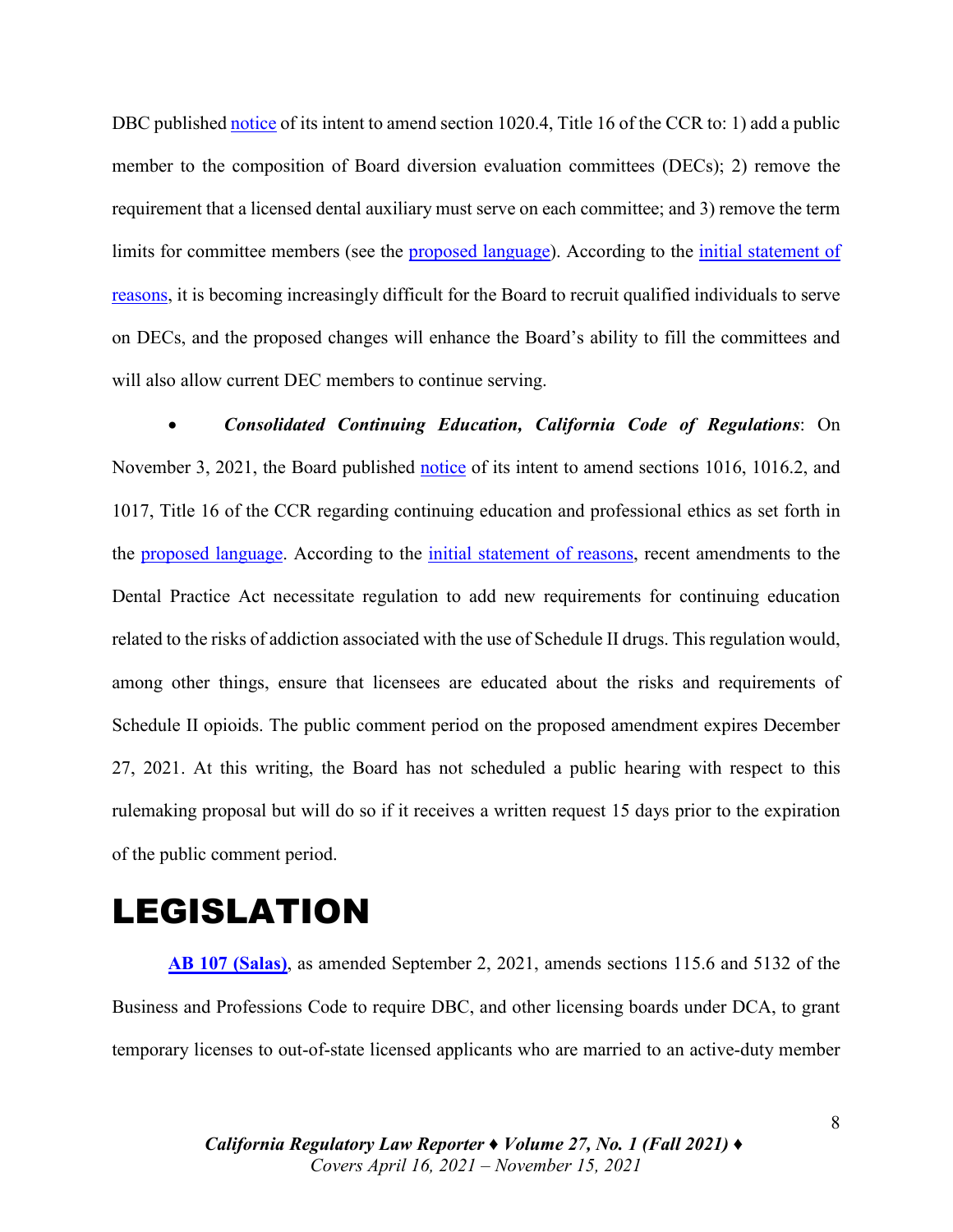DBC published notice of its intent to amend section 1020.4, Title 16 of the CCR to: 1) add a public member to the composition of Board diversion evaluation committees (DECs); 2) remove the requirement that a licensed dental auxiliary must serve on each committee; and 3) remove the term limits for committee members (see the proposed language). According to the initial statement of reasons, it is becoming increasingly difficult for the Board to recruit qualified individuals to serve on DECs, and the proposed changes will enhance the Board's ability to fill the committees and will also allow current DEC members to continue serving.

- ***Consolidated Continuing Education, California Code of Regulations***: On November 3, 2021, the Board published notice of its intent to amend sections 1016, 1016.2, and 1017, Title 16 of the CCR regarding continuing education and professional ethics as set forth in the proposed language. According to the initial statement of reasons, recent amendments to the Dental Practice Act necessitate regulation to add new requirements for continuing education related to the risks of addiction associated with the use of Schedule II drugs. This regulation would, among other things, ensure that licensees are educated about the risks and requirements of Schedule II opioids. The public comment period on the proposed amendment expires December 27, 2021. At this writing, the Board has not scheduled a public hearing with respect to this rulemaking proposal but will do so if it receives a written request 15 days prior to the expiration of the public comment period.

# LEGISLATION

**AB 107 (Salas)**, as amended September 2, 2021, amends sections 115.6 and 5132 of the Business and Professions Code to require DBC, and other licensing boards under DCA, to grant temporary licenses to out-of-state licensed applicants who are married to an active-duty member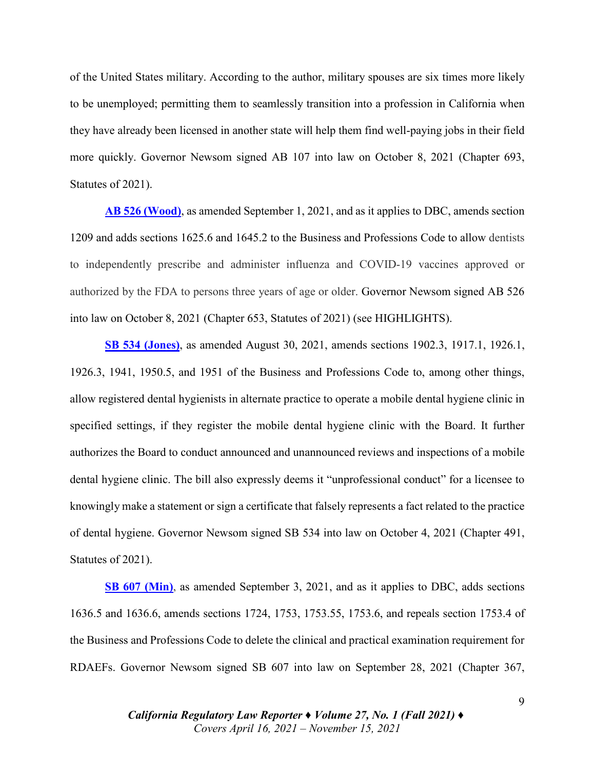of the United States military. According to the author, military spouses are six times more likely to be unemployed; permitting them to seamlessly transition into a profession in California when they have already been licensed in another state will help them find well-paying jobs in their field more quickly. Governor Newsom signed AB 107 into law on October 8, 2021 (Chapter 693, Statutes of 2021).

**AB 526 (Wood)**, as amended September 1, 2021, and as it applies to DBC, amends section 1209 and adds sections 1625.6 and 1645.2 to the Business and Professions Code to allow dentists to independently prescribe and administer influenza and COVID-19 vaccines approved or authorized by the FDA to persons three years of age or older. Governor Newsom signed AB 526 into law on October 8, 2021 (Chapter 653, Statutes of 2021) (see HIGHLIGHTS).

**SB 534 (Jones)**, as amended August 30, 2021, amends sections 1902.3, 1917.1, 1926.1, 1926.3, 1941, 1950.5, and 1951 of the Business and Professions Code to, among other things, allow registered dental hygienists in alternate practice to operate a mobile dental hygiene clinic in specified settings, if they register the mobile dental hygiene clinic with the Board. It further authorizes the Board to conduct announced and unannounced reviews and inspections of a mobile dental hygiene clinic. The bill also expressly deems it "unprofessional conduct" for a licensee to knowingly make a statement or sign a certificate that falsely represents a fact related to the practice of dental hygiene. Governor Newsom signed SB 534 into law on October 4, 2021 (Chapter 491, Statutes of 2021).

**SB 607 (Min)**, as amended September 3, 2021, and as it applies to DBC, adds sections 1636.5 and 1636.6, amends sections 1724, 1753, 1753.55, 1753.6, and repeals section 1753.4 of the Business and Professions Code to delete the clinical and practical examination requirement for RDAEFs. Governor Newsom signed SB 607 into law on September 28, 2021 (Chapter 367,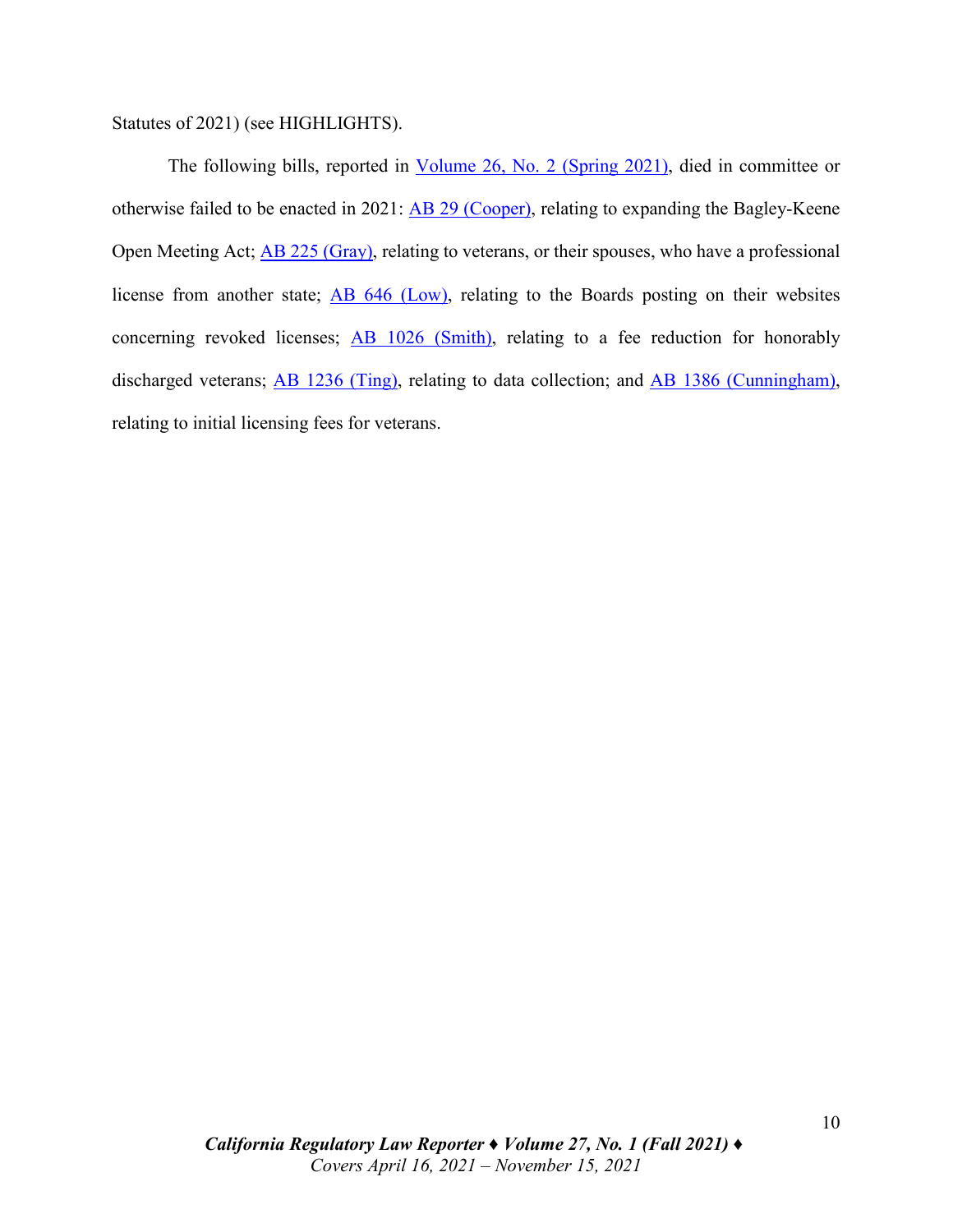Statutes of 2021) (see HIGHLIGHTS).

The following bills, reported in Volume 26, No. 2 (Spring 2021), died in committee or otherwise failed to be enacted in 2021: AB 29 (Cooper), relating to expanding the Bagley-Keene Open Meeting Act; AB 225 (Gray), relating to veterans, or their spouses, who have a professional license from another state; AB 646 (Low), relating to the Boards posting on their websites concerning revoked licenses; AB 1026 (Smith), relating to a fee reduction for honorably discharged veterans; AB 1236 (Ting), relating to data collection; and AB 1386 (Cunningham), relating to initial licensing fees for veterans.